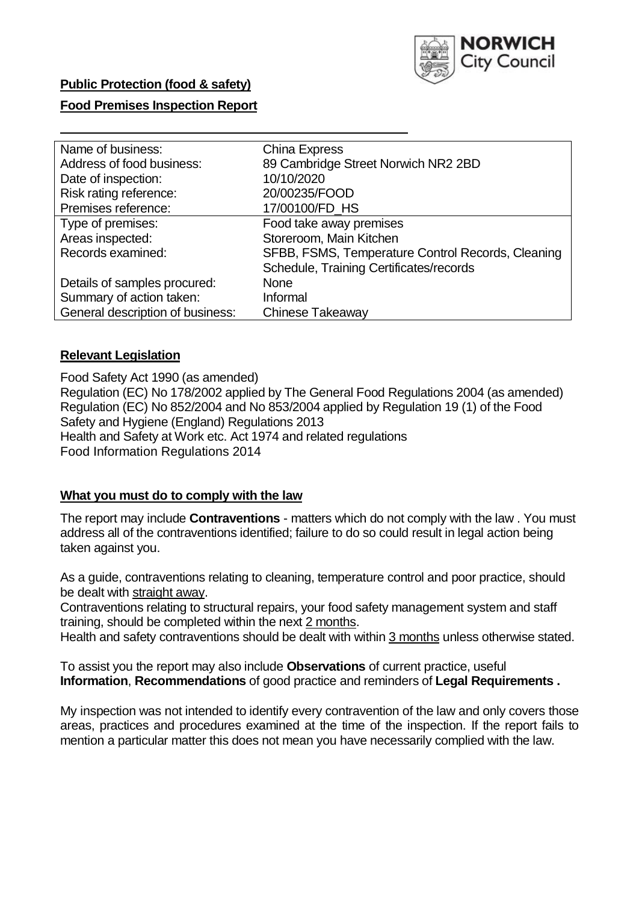**Public Protection (food & safety)**

**Food Premises Inspection Report**

| | |
|---|---|
| Name of business: | China Express |
| Address of food business: | 89 Cambridge Street Norwich NR2 2BD |
| Date of inspection: | 10/10/2020 |
| Risk rating reference: | 20/00235/FOOD |
| Premises reference: | 17/00100/FD_HS |
| Type of premises: | Food take away premises |
| Areas inspected: | Storeroom, Main Kitchen |
| Records examined: | SFBB, FSMS, Temperature Control Records, Cleaning Schedule, Training Certificates/records |
| Details of samples procured: | None |
| Summary of action taken: | Informal |
| General description of business: | Chinese Takeaway |

## Relevant Legislation

Food Safety Act 1990 (as amended)
Regulation (EC) No 178/2002 applied by The General Food Regulations 2004 (as amended)
Regulation (EC) No 852/2004 and No 853/2004 applied by Regulation 19 (1) of the Food Safety and Hygiene (England) Regulations 2013
Health and Safety at Work etc. Act 1974 and related regulations
Food Information Regulations 2014

## What you must do to comply with the law

The report may include **Contraventions** - matters which do not comply with the law . You must address all of the contraventions identified; failure to do so could result in legal action being taken against you.

As a guide, contraventions relating to cleaning, temperature control and poor practice, should be dealt with straight away.

Contraventions relating to structural repairs, your food safety management system and staff training, should be completed within the next 2 months.

Health and safety contraventions should be dealt with within 3 months unless otherwise stated.

To assist you the report may also include **Observations** of current practice, useful **Information**, **Recommendations** of good practice and reminders of **Legal Requirements .**

My inspection was not intended to identify every contravention of the law and only covers those areas, practices and procedures examined at the time of the inspection. If the report fails to mention a particular matter this does not mean you have necessarily complied with the law.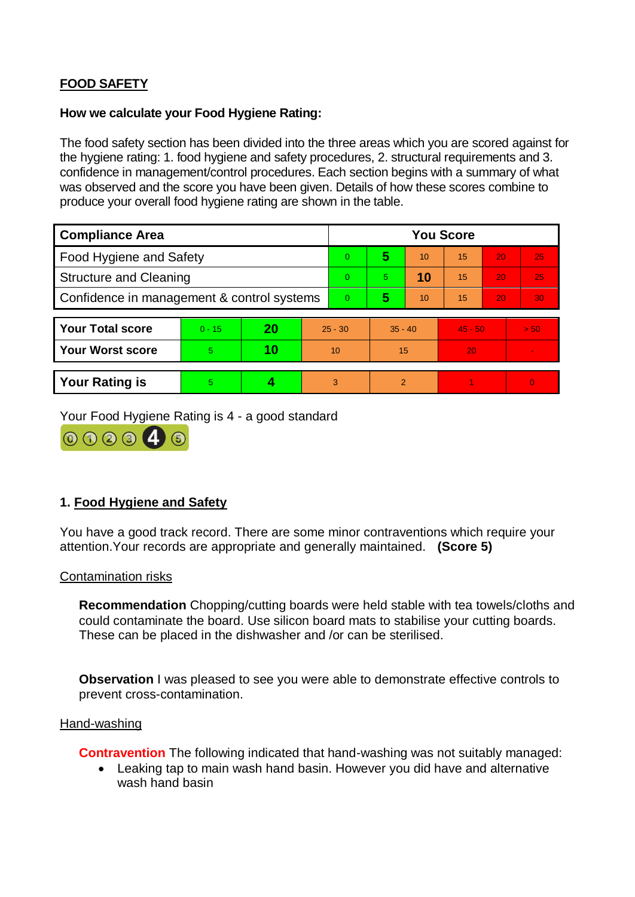## FOOD SAFETY

**How we calculate your Food Hygiene Rating:**

The food safety section has been divided into the three areas which you are scored against for the hygiene rating: 1. food hygiene and safety procedures, 2. structural requirements and 3. confidence in management/control procedures. Each section begins with a summary of what was observed and the score you have been given. Details of how these scores combine to produce your overall food hygiene rating are shown in the table.

| Compliance Area | You Score | | | | | |
|---|---|---|---|---|---|---|
| Food Hygiene and Safety | 0 | **5** | 10 | 15 | 20 | 25 |
| Structure and Cleaning | 0 | 5 | **10** | 15 | 20 | 25 |
| Confidence in management & control systems | 0 | **5** | 10 | 15 | 20 | 30 |

| | | | | | | |
|---|---|---|---|---|---|---|
| **Your Total score** | 0 - 15 | **20** | 25 - 30 | 35 - 40 | 45 - 50 | > 50 |
| **Your Worst score** | 5 | **10** | 10 | 15 | 20 | - |

| | | | | | | |
|---|---|---|---|---|---|---|
| **Your Rating is** | 5 | **4** | 3 | 2 | 1 | 0 |

Your Food Hygiene Rating is 4 - a good standard

### 1. Food Hygiene and Safety

You have a good track record. There are some minor contraventions which require your attention.Your records are appropriate and generally maintained. **(Score 5)**

Contamination risks

**Recommendation** Chopping/cutting boards were held stable with tea towels/cloths and could contaminate the board. Use silicon board mats to stabilise your cutting boards. These can be placed in the dishwasher and /or can be sterilised.

**Observation** I was pleased to see you were able to demonstrate effective controls to prevent cross-contamination.

Hand-washing

**Contravention** The following indicated that hand-washing was not suitably managed:

- Leaking tap to main wash hand basin. However you did have and alternative wash hand basin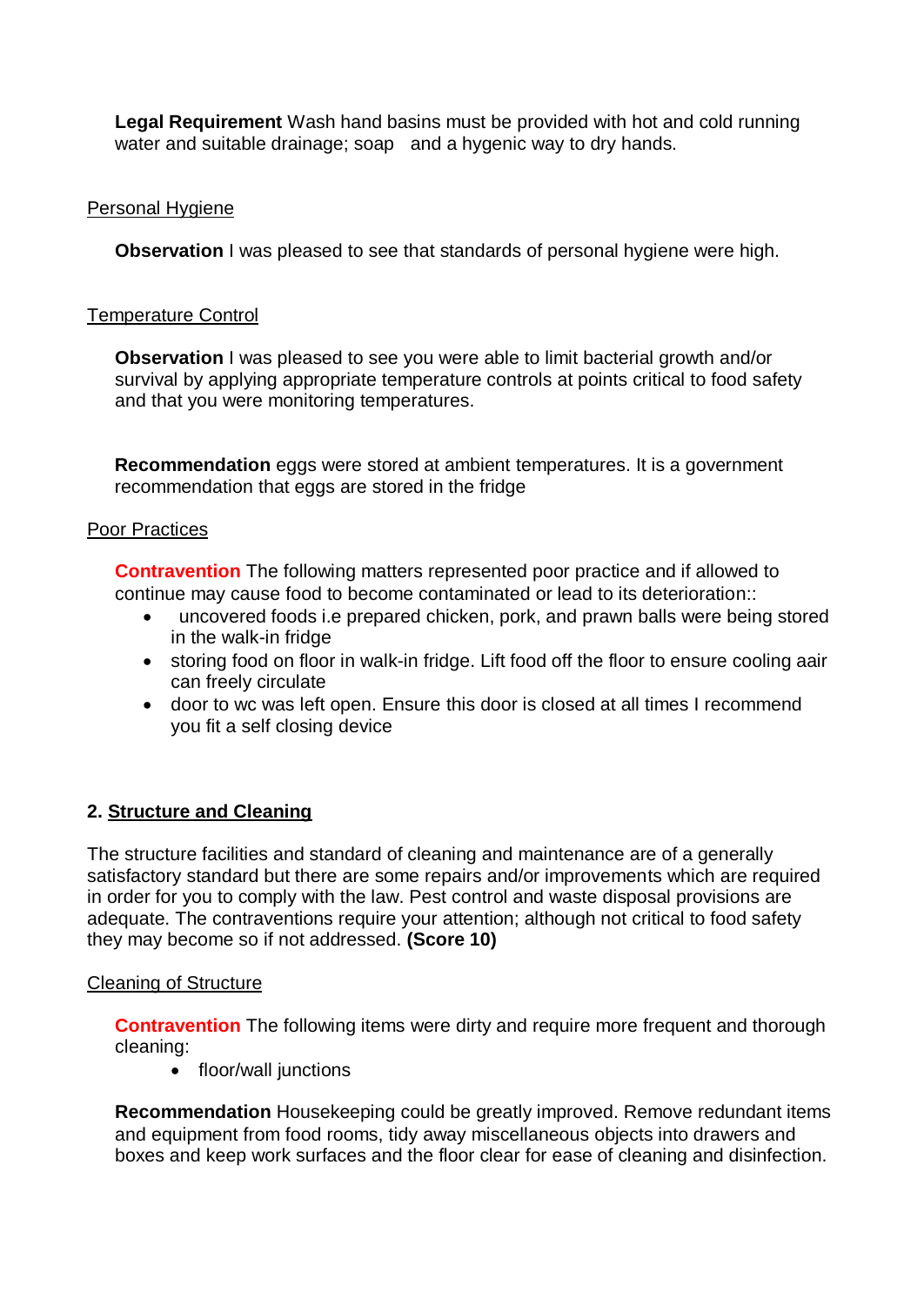**Legal Requirement** Wash hand basins must be provided with hot and cold running water and suitable drainage; soap and a hygenic way to dry hands.

Personal Hygiene

**Observation** I was pleased to see that standards of personal hygiene were high.

Temperature Control

**Observation** I was pleased to see you were able to limit bacterial growth and/or survival by applying appropriate temperature controls at points critical to food safety and that you were monitoring temperatures.

**Recommendation** eggs were stored at ambient temperatures. It is a government recommendation that eggs are stored in the fridge

Poor Practices

**Contravention** The following matters represented poor practice and if allowed to continue may cause food to become contaminated or lead to its deterioration::

- uncovered foods i.e prepared chicken, pork, and prawn balls were being stored in the walk-in fridge
- storing food on floor in walk-in fridge. Lift food off the floor to ensure cooling aair can freely circulate
- door to wc was left open. Ensure this door is closed at all times I recommend you fit a self closing device

## 2. Structure and Cleaning

The structure facilities and standard of cleaning and maintenance are of a generally satisfactory standard but there are some repairs and/or improvements which are required in order for you to comply with the law. Pest control and waste disposal provisions are adequate. The contraventions require your attention; although not critical to food safety they may become so if not addressed. **(Score 10)**

Cleaning of Structure

**Contravention** The following items were dirty and require more frequent and thorough cleaning:

- floor/wall junctions

**Recommendation** Housekeeping could be greatly improved. Remove redundant items and equipment from food rooms, tidy away miscellaneous objects into drawers and boxes and keep work surfaces and the floor clear for ease of cleaning and disinfection.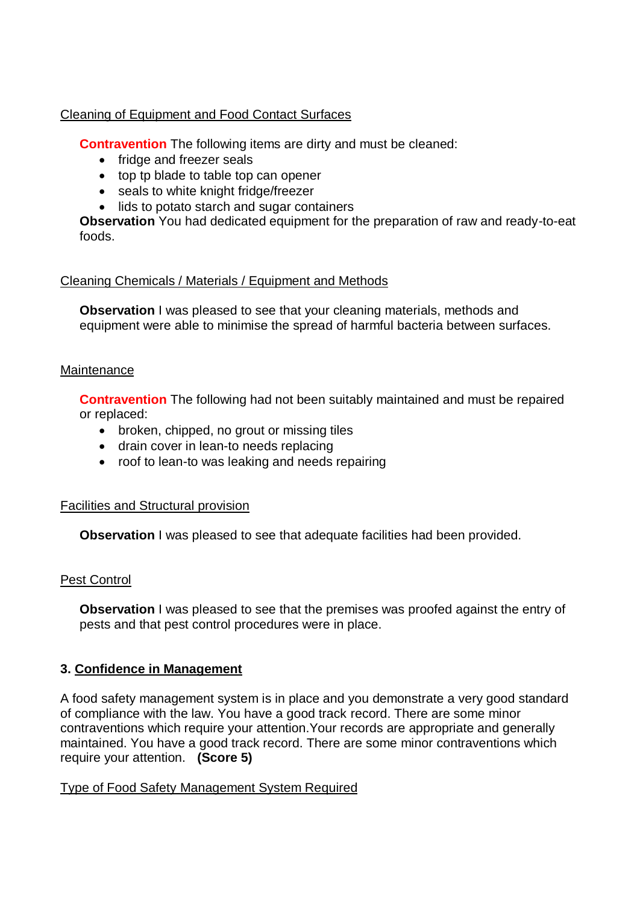Cleaning of Equipment and Food Contact Surfaces

**Contravention** The following items are dirty and must be cleaned:

- fridge and freezer seals
- top tp blade to table top can opener
- seals to white knight fridge/freezer
- lids to potato starch and sugar containers

**Observation** You had dedicated equipment for the preparation of raw and ready-to-eat foods.

Cleaning Chemicals / Materials / Equipment and Methods

**Observation** I was pleased to see that your cleaning materials, methods and equipment were able to minimise the spread of harmful bacteria between surfaces.

Maintenance

**Contravention** The following had not been suitably maintained and must be repaired or replaced:

- broken, chipped, no grout or missing tiles
- drain cover in lean-to needs replacing
- roof to lean-to was leaking and needs repairing

Facilities and Structural provision

**Observation** I was pleased to see that adequate facilities had been provided.

Pest Control

**Observation** I was pleased to see that the premises was proofed against the entry of pests and that pest control procedures were in place.

## 3. Confidence in Management

A food safety management system is in place and you demonstrate a very good standard of compliance with the law. You have a good track record. There are some minor contraventions which require your attention.Your records are appropriate and generally maintained. You have a good track record. There are some minor contraventions which require your attention. **(Score 5)**

Type of Food Safety Management System Required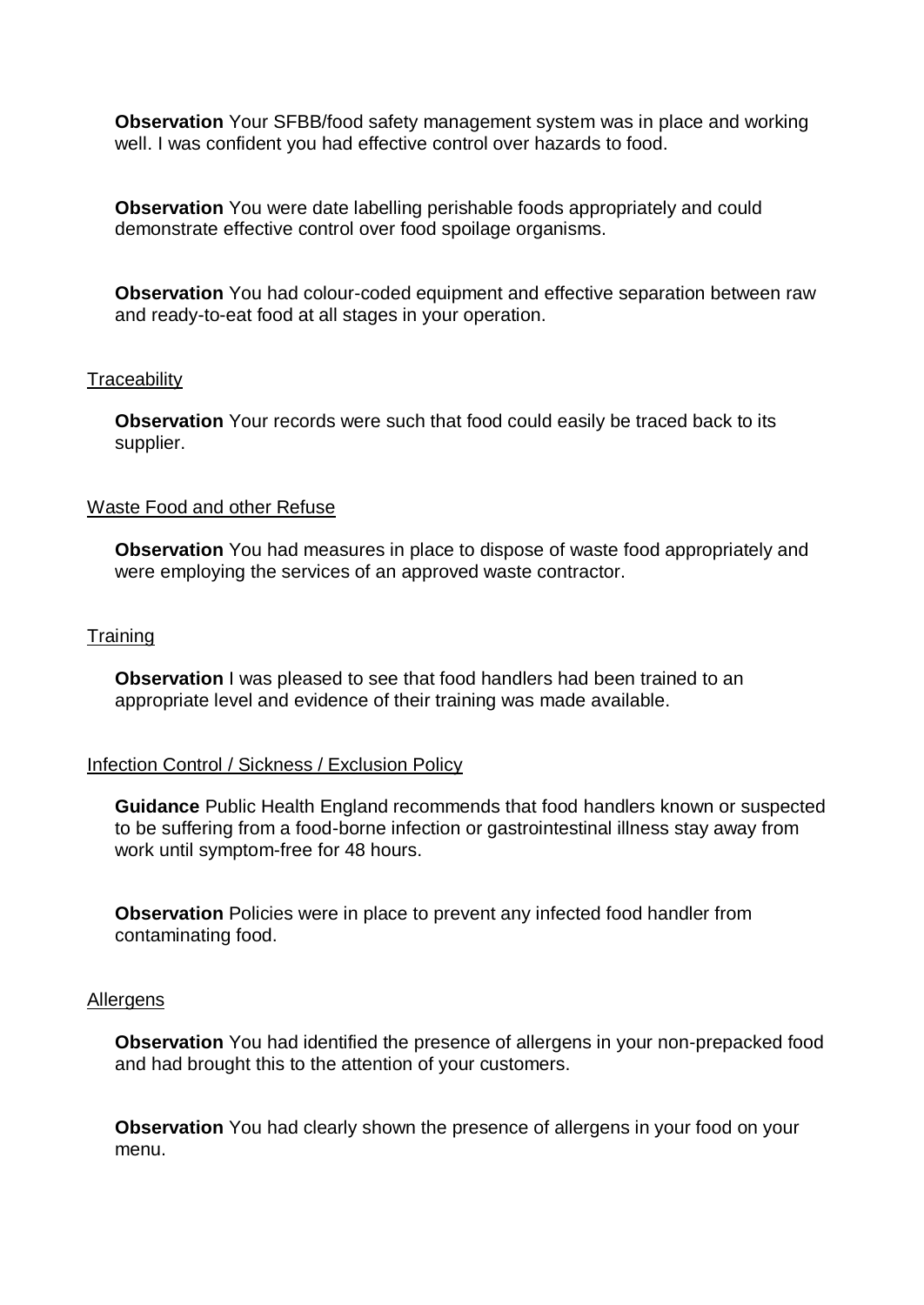**Observation** Your SFBB/food safety management system was in place and working well. I was confident you had effective control over hazards to food.

**Observation** You were date labelling perishable foods appropriately and could demonstrate effective control over food spoilage organisms.

**Observation** You had colour-coded equipment and effective separation between raw and ready-to-eat food at all stages in your operation.

<u>Traceability</u>

**Observation** Your records were such that food could easily be traced back to its supplier.

<u>Waste Food and other Refuse</u>

**Observation** You had measures in place to dispose of waste food appropriately and were employing the services of an approved waste contractor.

<u>Training</u>

**Observation** I was pleased to see that food handlers had been trained to an appropriate level and evidence of their training was made available.

<u>Infection Control / Sickness / Exclusion Policy</u>

**Guidance** Public Health England recommends that food handlers known or suspected to be suffering from a food-borne infection or gastrointestinal illness stay away from work until symptom-free for 48 hours.

**Observation** Policies were in place to prevent any infected food handler from contaminating food.

<u>Allergens</u>

**Observation** You had identified the presence of allergens in your non-prepacked food and had brought this to the attention of your customers.

**Observation** You had clearly shown the presence of allergens in your food on your menu.